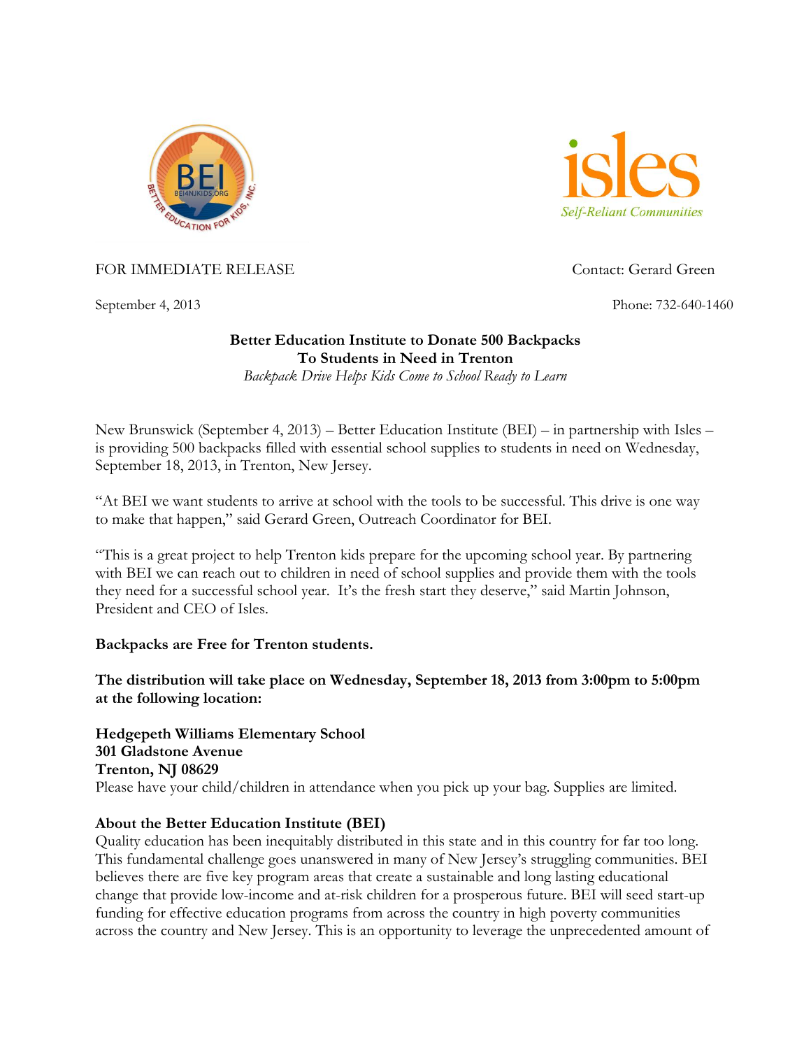FOR IMMEDIATE RELEASE                                                                 Contact: Gerard Green

September 4, 2013                                                                          Phone: 732-640-1460

**Better Education Institute to Donate 500 Backpacks**
**To Students in Need in Trenton**
*Backpack Drive Helps Kids Come to School Ready to Learn*

New Brunswick (September 4, 2013) – Better Education Institute (BEI) – in partnership with Isles – is providing 500 backpacks filled with essential school supplies to students in need on Wednesday, September 18, 2013, in Trenton, New Jersey.

"At BEI we want students to arrive at school with the tools to be successful. This drive is one way to make that happen," said Gerard Green, Outreach Coordinator for BEI.

"This is a great project to help Trenton kids prepare for the upcoming school year. By partnering with BEI we can reach out to children in need of school supplies and provide them with the tools they need for a successful school year. It's the fresh start they deserve," said Martin Johnson, President and CEO of Isles.

**Backpacks are Free for Trenton students.**

**The distribution will take place on Wednesday, September 18, 2013 from 3:00pm to 5:00pm at the following location:**

**Hedgepeth Williams Elementary School**
**301 Gladstone Avenue**
**Trenton, NJ 08629**
Please have your child/children in attendance when you pick up your bag. Supplies are limited.

**About the Better Education Institute (BEI)**
Quality education has been inequitably distributed in this state and in this country for far too long. This fundamental challenge goes unanswered in many of New Jersey's struggling communities. BEI believes there are five key program areas that create a sustainable and long lasting educational change that provide low-income and at-risk children for a prosperous future. BEI will seed start-up funding for effective education programs from across the country in high poverty communities across the country and New Jersey. This is an opportunity to leverage the unprecedented amount of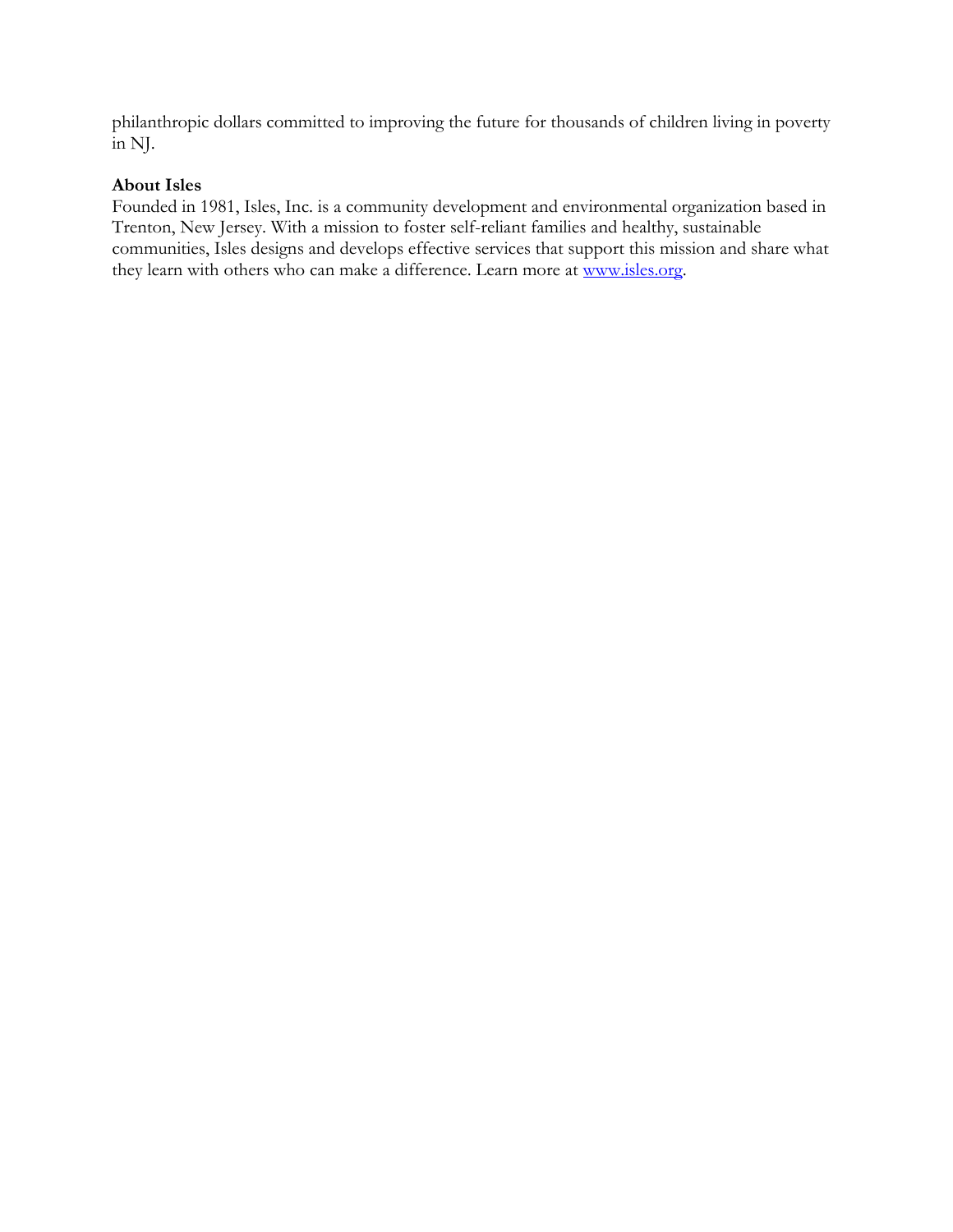philanthropic dollars committed to improving the future for thousands of children living in poverty in NJ.

**About Isles**

Founded in 1981, Isles, Inc. is a community development and environmental organization based in Trenton, New Jersey. With a mission to foster self-reliant families and healthy, sustainable communities, Isles designs and develops effective services that support this mission and share what they learn with others who can make a difference. Learn more at [www.isles.org](http://www.isles.org).